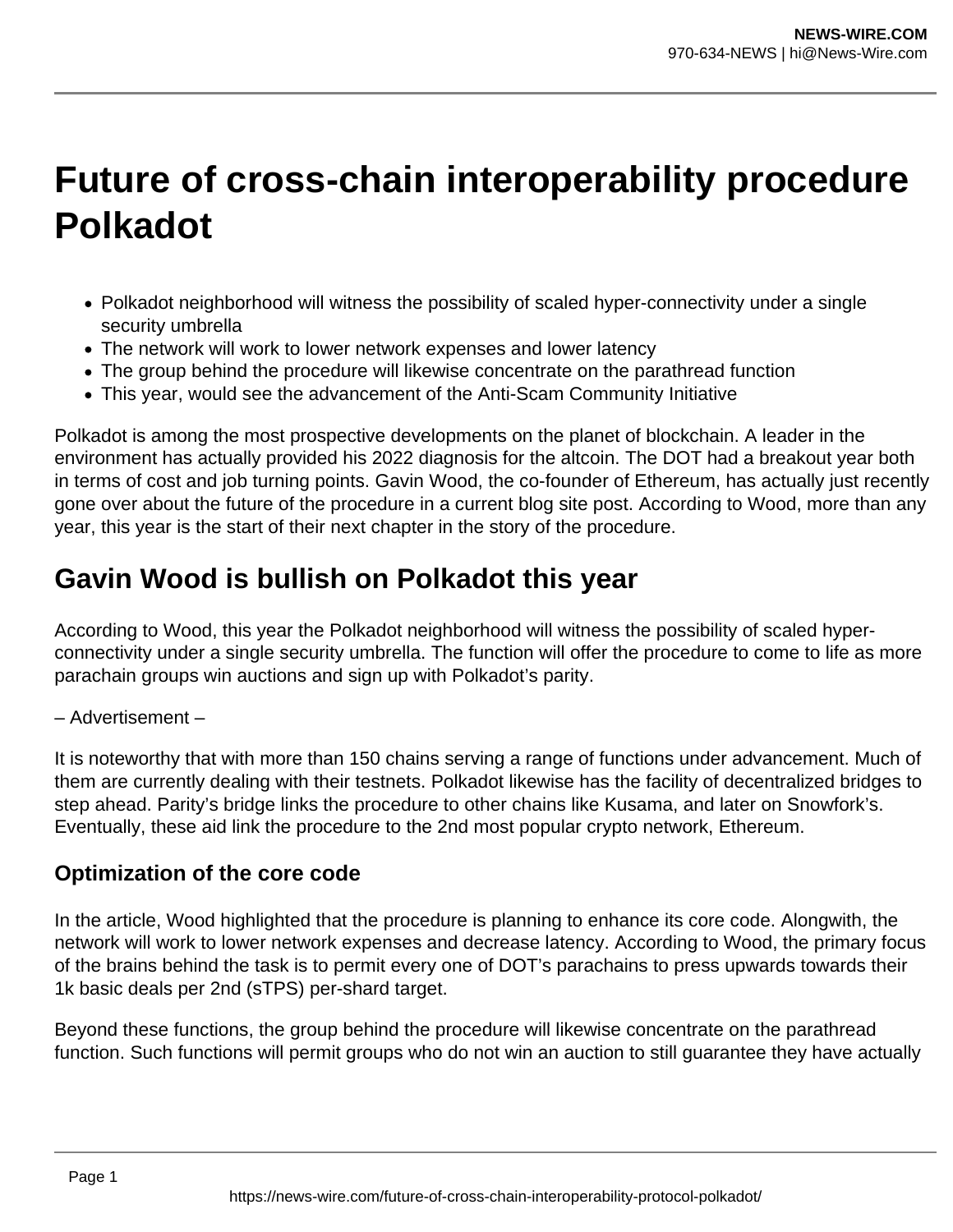# Future of cross-chain interoperability procedure Polkadot

- Polkadot neighborhood will witness the possibility of scaled hyper-connectivity under a single security umbrella
- The network will work to lower network expenses and lower latency
- The group behind the procedure will likewise concentrate on the parathread function
- This year, would see the advancement of the Anti-Scam Community Initiative

Polkadot is among the most prospective developments on the planet of blockchain. A leader in the environment has actually provided his 2022 diagnosis for the altcoin. The DOT had a breakout year both in terms of cost and job turning points. Gavin Wood, the co-founder of Ethereum, has actually just recently gone over about the future of the procedure in a current blog site post. According to Wood, more than any year, this year is the start of their next chapter in the story of the procedure.

## Gavin Wood is bullish on Polkadot this year

According to Wood, this year the Polkadot neighborhood will witness the possibility of scaled hyper-connectivity under a single security umbrella. The function will offer the procedure to come to life as more parachain groups win auctions and sign up with Polkadot's parity.

– Advertisement –

It is noteworthy that with more than 150 chains serving a range of functions under advancement. Much of them are currently dealing with their testnets. Polkadot likewise has the facility of decentralized bridges to step ahead. Parity's bridge links the procedure to other chains like Kusama, and later on Snowfork's. Eventually, these aid link the procedure to the 2nd most popular crypto network, Ethereum.

### Optimization of the core code

In the article, Wood highlighted that the procedure is planning to enhance its core code. Alongwith, the network will work to lower network expenses and decrease latency. According to Wood, the primary focus of the brains behind the task is to permit every one of DOT's parachains to press upwards towards their 1k basic deals per 2nd (sTPS) per-shard target.

Beyond these functions, the group behind the procedure will likewise concentrate on the parathread function. Such functions will permit groups who do not win an auction to still guarantee they have actually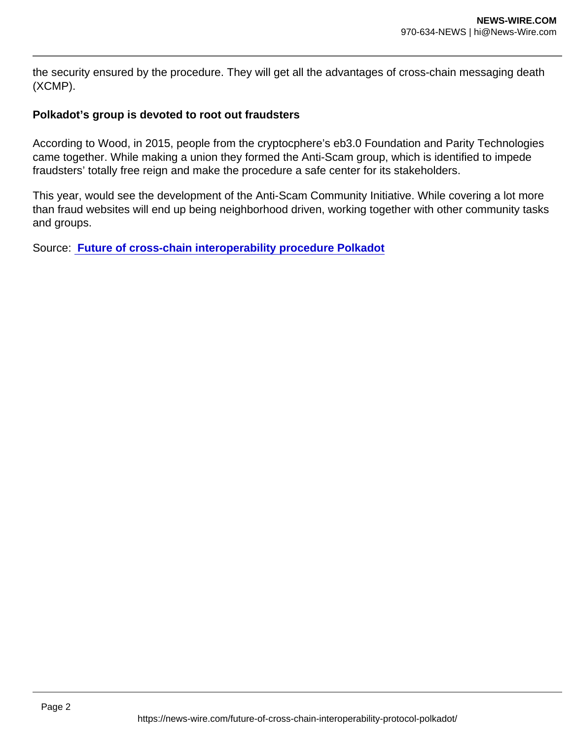the security ensured by the procedure. They will get all the advantages of cross-chain messaging death (XCMP).

**Polkadot's group is devoted to root out fraudsters**

According to Wood, in 2015, people from the cryptocphere's eb3.0 Foundation and Parity Technologies came together. While making a union they formed the Anti-Scam group, which is identified to impede fraudsters' totally free reign and make the procedure a safe center for its stakeholders.

This year, would see the development of the Anti-Scam Community Initiative. While covering a lot more than fraud websites will end up being neighborhood driven, working together with other community tasks and groups.

Source: **Future of cross-chain interoperability procedure Polkadot**